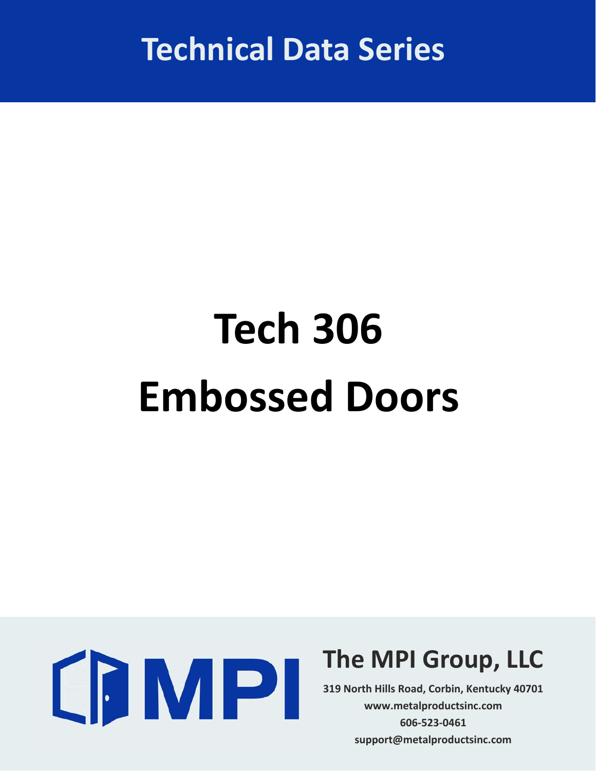Technical Data Series

# Tech 306
# Embossed Doors

MPI

**The MPI Group, LLC**

**319 North Hills Road, Corbin, Kentucky 40701**
**www.metalproductsinc.com**
**606-523-0461**
**support@metalproductsinc.com**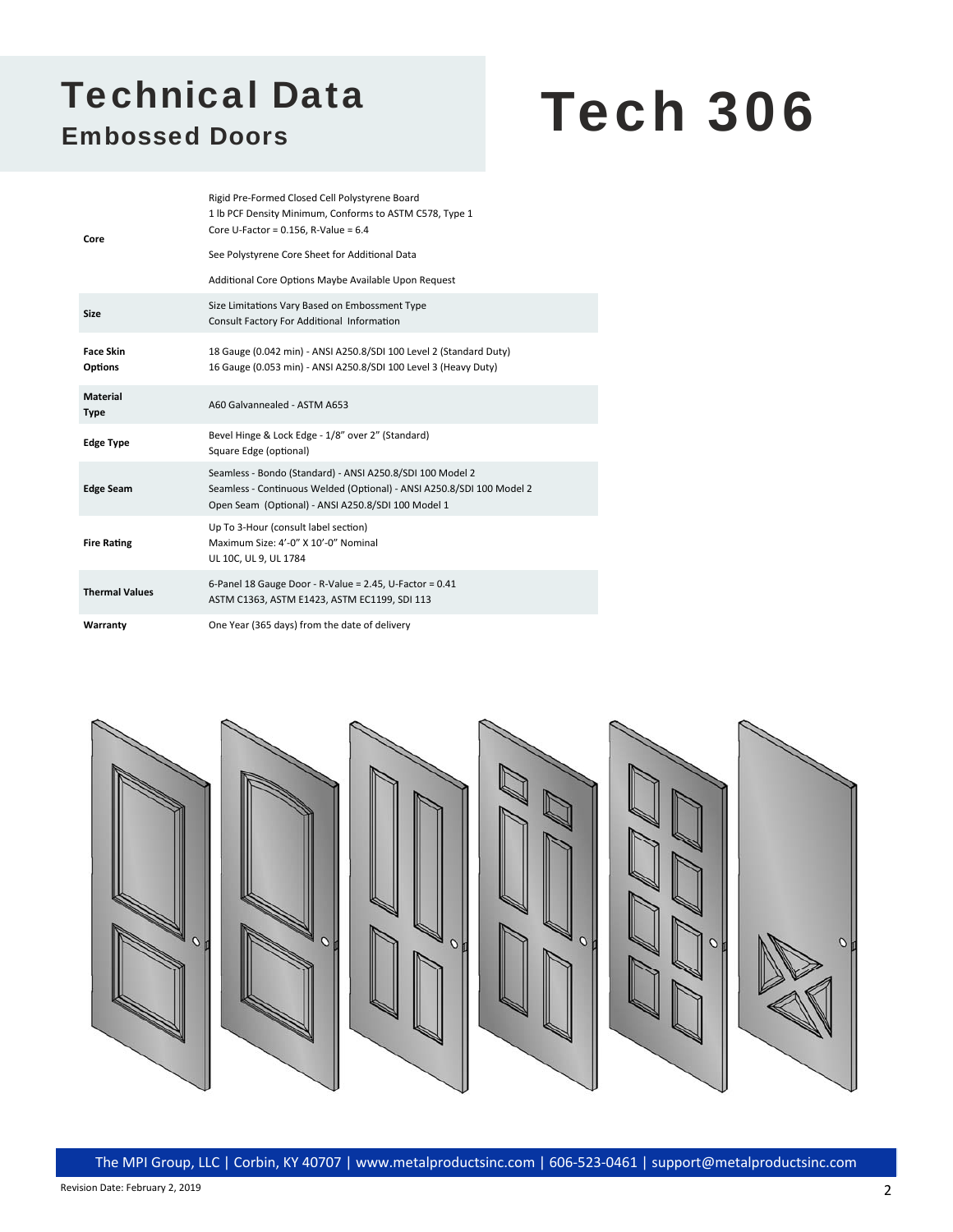# Technical Data

## Embossed Doors

# Tech 306

| | |
|---|---|
| **Core** | Rigid Pre-Formed Closed Cell Polystyrene Board<br>1 lb PCF Density Minimum, Conforms to ASTM C578, Type 1<br>Core U-Factor = 0.156, R-Value = 6.4<br><br>See Polystyrene Core Sheet for Additional Data<br><br>Additional Core Options Maybe Available Upon Request |
| **Size** | Size Limitations Vary Based on Embossment Type<br>Consult Factory For Additional Information |
| **Face Skin Options** | 18 Gauge (0.042 min) - ANSI A250.8/SDI 100 Level 2 (Standard Duty)<br>16 Gauge (0.053 min) - ANSI A250.8/SDI 100 Level 3 (Heavy Duty) |
| **Material Type** | A60 Galvannealed - ASTM A653 |
| **Edge Type** | Bevel Hinge & Lock Edge - 1/8" over 2" (Standard)<br>Square Edge (optional) |
| **Edge Seam** | Seamless - Bondo (Standard) - ANSI A250.8/SDI 100 Model 2<br>Seamless - Continuous Welded (Optional) - ANSI A250.8/SDI 100 Model 2<br>Open Seam (Optional) - ANSI A250.8/SDI 100 Model 1 |
| **Fire Rating** | Up To 3-Hour (consult label section)<br>Maximum Size: 4'-0" X 10'-0" Nominal<br>UL 10C, UL 9, UL 1784 |
| **Thermal Values** | 6-Panel 18 Gauge Door - R-Value = 2.45, U-Factor = 0.41<br>ASTM C1363, ASTM E1423, ASTM EC1199, SDI 113 |
| **Warranty** | One Year (365 days) from the date of delivery |

The MPI Group, LLC | Corbin, KY 40707 | www.metalproductsinc.com | 606-523-0461 | support@metalproductsinc.com

Revision Date: February 2, 2019